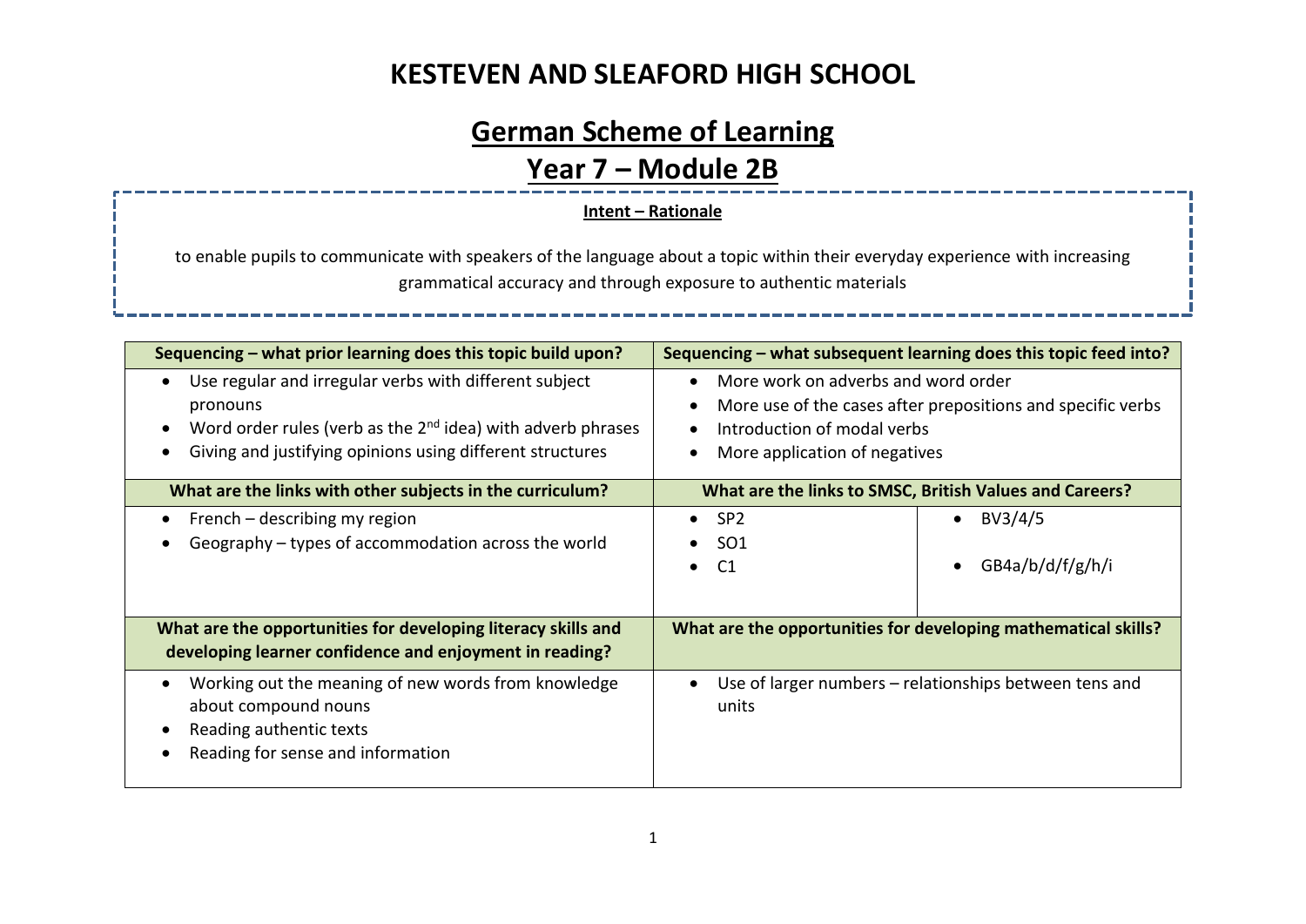# KESTEVEN AND SLEAFORD HIGH SCHOOL

## German Scheme of Learning

## Year 7 – Module 2B

**Intent – Rationale**

to enable pupils to communicate with speakers of the language about a topic within their everyday experience with increasing grammatical accuracy and through exposure to authentic materials

| Sequencing – what prior learning does this topic build upon? | Sequencing – what subsequent learning does this topic feed into? | |
|---|---|---|
| • Use regular and irregular verbs with different subject pronouns<br>• Word order rules (verb as the 2nd idea) with adverb phrases<br>• Giving and justifying opinions using different structures | • More work on adverbs and word order<br>• More use of the cases after prepositions and specific verbs<br>• Introduction of modal verbs<br>• More application of negatives | |
| **What are the links with other subjects in the curriculum?** | **What are the links to SMSC, British Values and Careers?** | |
| • French – describing my region<br>• Geography – types of accommodation across the world | • SP2<br>• SO1<br>• C1 | • BV3/4/5<br>• GB4a/b/d/f/g/h/i |
| **What are the opportunities for developing literacy skills and developing learner confidence and enjoyment in reading?** | **What are the opportunities for developing mathematical skills?** | |
| • Working out the meaning of new words from knowledge about compound nouns<br>• Reading authentic texts<br>• Reading for sense and information | • Use of larger numbers – relationships between tens and units | |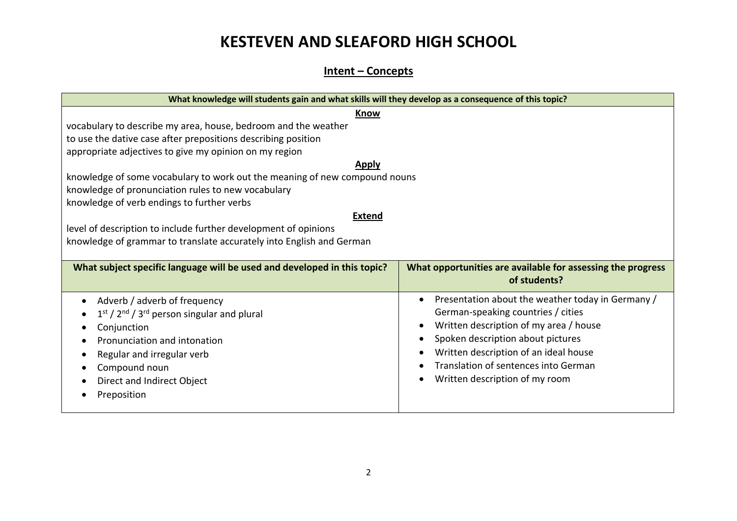# KESTEVEN AND SLEAFORD HIGH SCHOOL

## Intent – Concepts

| What knowledge will students gain and what skills will they develop as a consequence of this topic? |
|---|
| **Know**<br>vocabulary to describe my area, house, bedroom and the weather<br>to use the dative case after prepositions describing position<br>appropriate adjectives to give my opinion on my region<br>**Apply**<br>knowledge of some vocabulary to work out the meaning of new compound nouns<br>knowledge of pronunciation rules to new vocabulary<br>knowledge of verb endings to further verbs<br>**Extend**<br>level of description to include further development of opinions<br>knowledge of grammar to translate accurately into English and German |

| What subject specific language will be used and developed in this topic? | What opportunities are available for assessing the progress of students? |
|---|---|
| • Adverb / adverb of frequency<br>• 1st / 2nd / 3rd person singular and plural<br>• Conjunction<br>• Pronunciation and intonation<br>• Regular and irregular verb<br>• Compound noun<br>• Direct and Indirect Object<br>• Preposition | • Presentation about the weather today in Germany / German-speaking countries / cities<br>• Written description of my area / house<br>• Spoken description about pictures<br>• Written description of an ideal house<br>• Translation of sentences into German<br>• Written description of my room |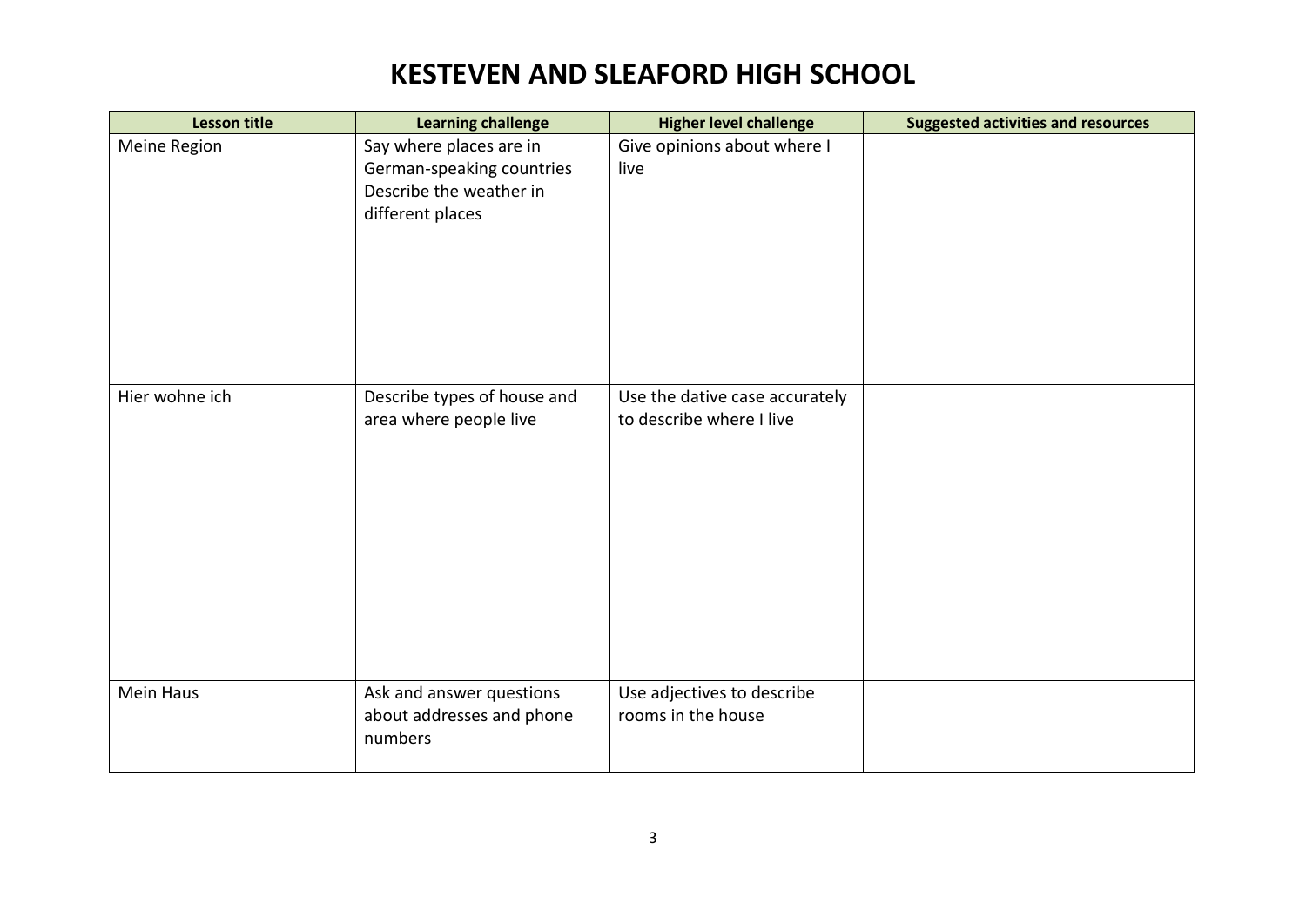# KESTEVEN AND SLEAFORD HIGH SCHOOL

| Lesson title | Learning challenge | Higher level challenge | Suggested activities and resources |
|---|---|---|---|
| Meine Region | Say where places are in German-speaking countries<br>Describe the weather in different places | Give opinions about where I live | |
| Hier wohne ich | Describe types of house and area where people live | Use the dative case accurately to describe where I live | |
| Mein Haus | Ask and answer questions about addresses and phone numbers | Use adjectives to describe rooms in the house | |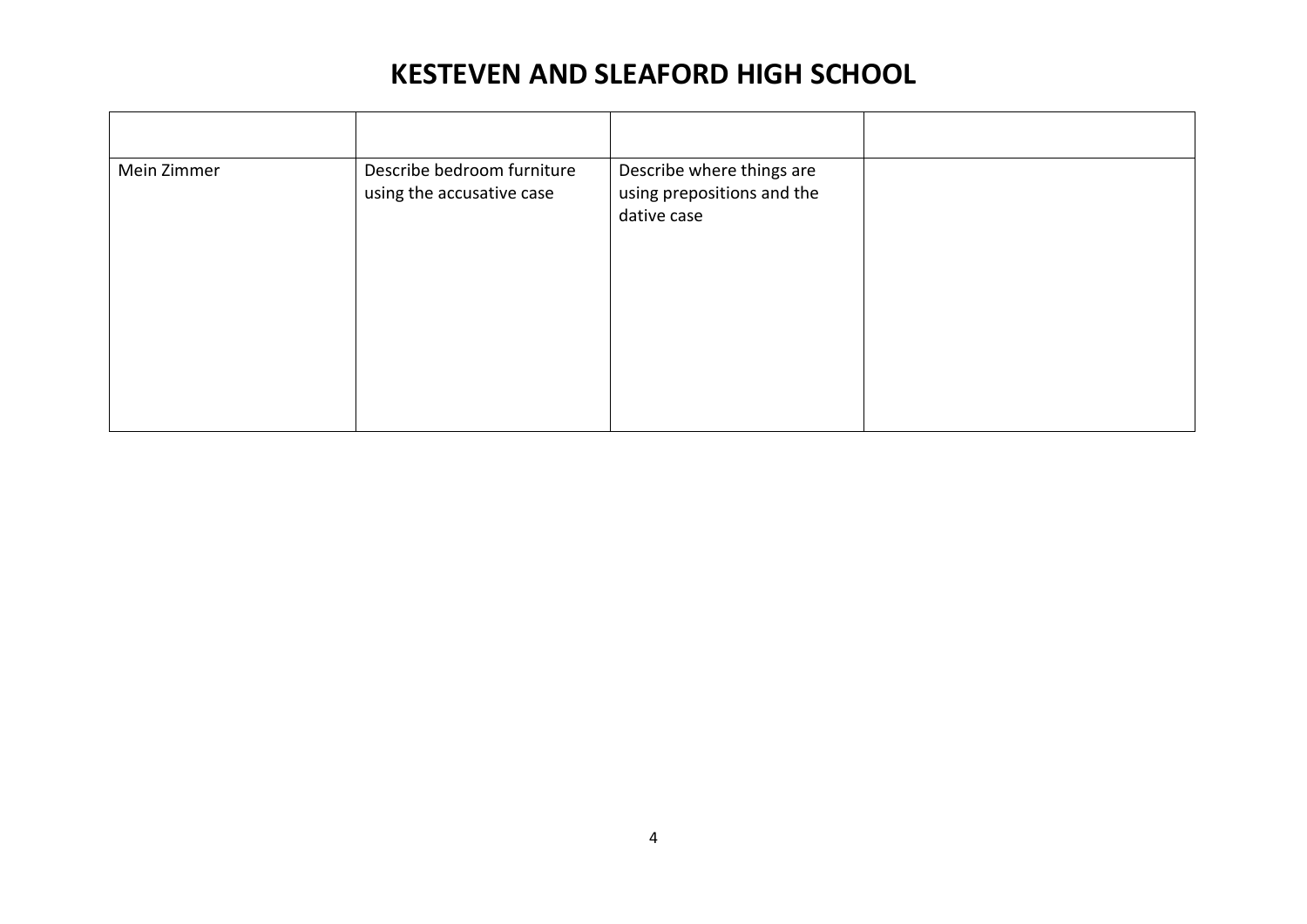# KESTEVEN AND SLEAFORD HIGH SCHOOL

| | | | |
|---|---|---|---|
| Mein Zimmer | Describe bedroom furniture using the accusative case | Describe where things are using prepositions and the dative case | |